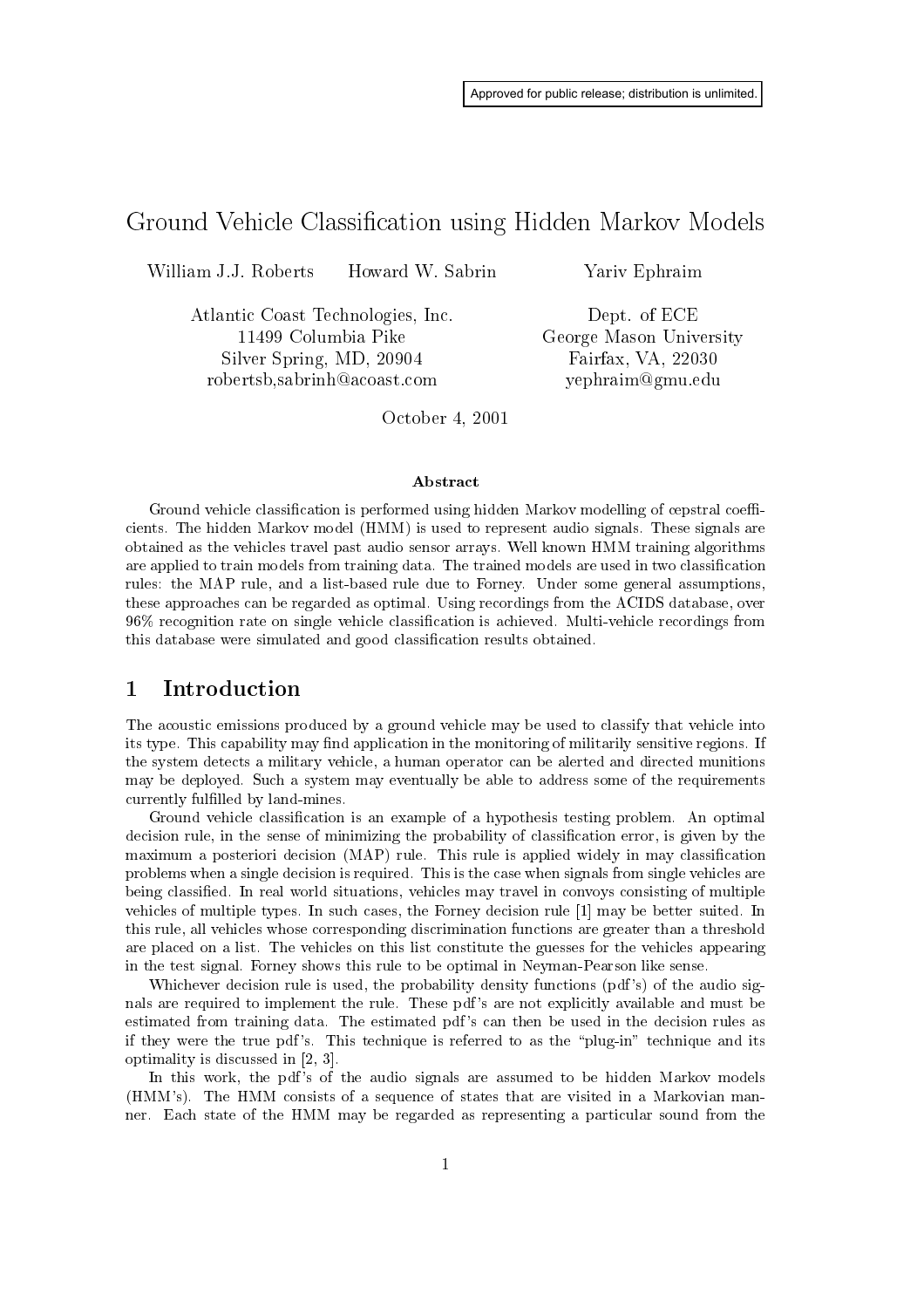Approved for public release; distribution is unlimited.

# Ground Vehicle Classification using Hidden Markov Models

William J.J. Roberts  Howard W. Sabrin

Atlantic Coast Technologies, Inc.
11499 Columbia Pike
Silver Spring, MD, 20904
robertsb,sabrinh@acoast.com

Yariv Ephraim

Dept. of ECE
George Mason University
Fairfax, VA, 22030
yephraim@gmu.edu

October 4, 2001

### Abstract

Ground vehicle classification is performed using hidden Markov modelling of cepstral coefficients. The hidden Markov model (HMM) is used to represent audio signals. These signals are obtained as the vehicles travel past audio sensor arrays. Well known HMM training algorithms are applied to train models from training data. The trained models are used in two classification rules: the MAP rule, and a list-based rule due to Forney. Under some general assumptions, these approaches can be regarded as optimal. Using recordings from the ACIDS database, over 96% recognition rate on single vehicle classification is achieved. Multi-vehicle recordings from this database were simulated and good classification results obtained.

## 1 Introduction

The acoustic emissions produced by a ground vehicle may be used to classify that vehicle into its type. This capability may find application in the monitoring of militarily sensitive regions. If the system detects a military vehicle, a human operator can be alerted and directed munitions may be deployed. Such a system may eventually be able to address some of the requirements currently fulfilled by land-mines.

Ground vehicle classification is an example of a hypothesis testing problem. An optimal decision rule, in the sense of minimizing the probability of classification error, is given by the maximum a posteriori decision (MAP) rule. This rule is applied widely in may classification problems when a single decision is required. This is the case when signals from single vehicles are being classified. In real world situations, vehicles may travel in convoys consisting of multiple vehicles of multiple types. In such cases, the Forney decision rule [1] may be better suited. In this rule, all vehicles whose corresponding discrimination functions are greater than a threshold are placed on a list. The vehicles on this list constitute the guesses for the vehicles appearing in the test signal. Forney shows this rule to be optimal in Neyman-Pearson like sense.

Whichever decision rule is used, the probability density functions (pdf's) of the audio signals are required to implement the rule. These pdf's are not explicitly available and must be estimated from training data. The estimated pdf's can then be used in the decision rules as if they were the true pdf's. This technique is referred to as the "plug-in" technique and its optimality is discussed in [2, 3].

In this work, the pdf's of the audio signals are assumed to be hidden Markov models (HMM's). The HMM consists of a sequence of states that are visited in a Markovian manner. Each state of the HMM may be regarded as representing a particular sound from the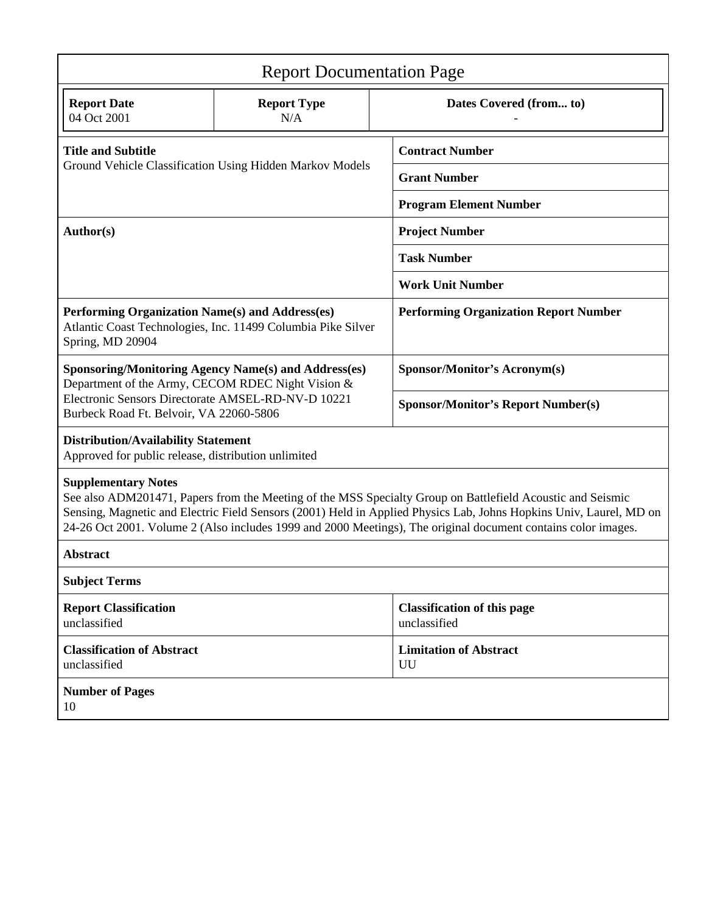# Report Documentation Page

| Report Date | Report Type | Dates Covered (from... to) |
|---|---|---|
| 04 Oct 2001 | N/A | - |

| | |
|---|---|
| **Title and Subtitle**<br>Ground Vehicle Classification Using Hidden Markov Models | **Contract Number** |
| | **Grant Number** |
| | **Program Element Number** |
| **Author(s)** | **Project Number** |
| | **Task Number** |
| | **Work Unit Number** |
| **Performing Organization Name(s) and Address(es)**<br>Atlantic Coast Technologies, Inc. 11499 Columbia Pike Silver Spring, MD 20904 | **Performing Organization Report Number** |
| **Sponsoring/Monitoring Agency Name(s) and Address(es)**<br>Department of the Army, CECOM RDEC Night Vision & Electronic Sensors Directorate AMSEL-RD-NV-D 10221 Burbeck Road Ft. Belvoir, VA 22060-5806 | **Sponsor/Monitor's Acronym(s)** |
| | **Sponsor/Monitor's Report Number(s)** |

**Distribution/Availability Statement**
Approved for public release, distribution unlimited

**Supplementary Notes**
See also ADM201471, Papers from the Meeting of the MSS Specialty Group on Battlefield Acoustic and Seismic Sensing, Magnetic and Electric Field Sensors (2001) Held in Applied Physics Lab, Johns Hopkins Univ, Laurel, MD on 24-26 Oct 2001. Volume 2 (Also includes 1999 and 2000 Meetings), The original document contains color images.

**Abstract**

**Subject Terms**

| | |
|---|---|
| **Report Classification**<br>unclassified | **Classification of this page**<br>unclassified |
| **Classification of Abstract**<br>unclassified | **Limitation of Abstract**<br>UU |

**Number of Pages**
10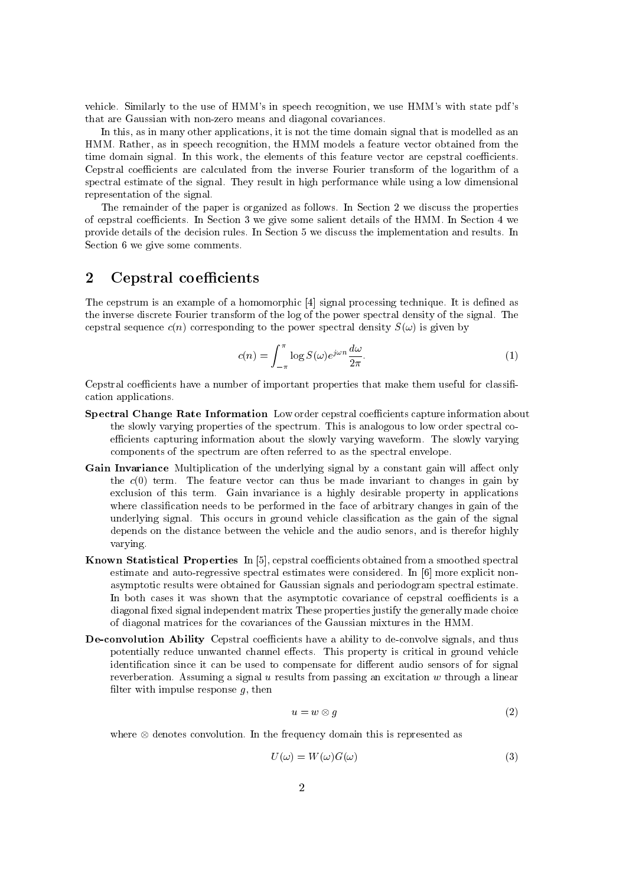vehicle. Similarly to the use of HMM's in speech recognition, we use HMM's with state pdf's that are Gaussian with non-zero means and diagonal covariances.

In this, as in many other applications, it is not the time domain signal that is modelled as an HMM. Rather, as in speech recognition, the HMM models a feature vector obtained from the time domain signal. In this work, the elements of this feature vector are cepstral coefficients. Cepstral coefficients are calculated from the inverse Fourier transform of the logarithm of a spectral estimate of the signal. They result in high performance while using a low dimensional representation of the signal.

The remainder of the paper is organized as follows. In Section 2 we discuss the properties of cepstral coefficients. In Section 3 we give some salient details of the HMM. In Section 4 we provide details of the decision rules. In Section 5 we discuss the implementation and results. In Section 6 we give some comments.

## 2 Cepstral coefficients

The cepstrum is an example of a homomorphic [4] signal processing technique. It is defined as the inverse discrete Fourier transform of the log of the power spectral density of the signal. The cepstral sequence $c(n)$ corresponding to the power spectral density $S(\omega)$ is given by

$$c(n) = \int_{-\pi}^{\pi} \log S(\omega) e^{j\omega n} \frac{d\omega}{2\pi}. \tag{1}$$

Cepstral coefficients have a number of important properties that make them useful for classification applications.

**Spectral Change Rate Information** Low order cepstral coefficients capture information about the slowly varying properties of the spectrum. This is analogous to low order spectral coefficients capturing information about the slowly varying waveform. The slowly varying components of the spectrum are often referred to as the spectral envelope.

**Gain Invariance** Multiplication of the underlying signal by a constant gain will affect only the $c(0)$ term. The feature vector can thus be made invariant to changes in gain by exclusion of this term. Gain invariance is a highly desirable property in applications where classification needs to be performed in the face of arbitrary changes in gain of the underlying signal. This occurs in ground vehicle classification as the gain of the signal depends on the distance between the vehicle and the audio senors, and is therefor highly varying.

**Known Statistical Properties** In [5], cepstral coefficients obtained from a smoothed spectral estimate and auto-regressive spectral estimates were considered. In [6] more explicit non-asymptotic results were obtained for Gaussian signals and periodogram spectral estimate. In both cases it was shown that the asymptotic covariance of cepstral coefficients is a diagonal fixed signal independent matrix These properties justify the generally made choice of diagonal matrices for the covariances of the Gaussian mixtures in the HMM.

**De-convolution Ability** Cepstral coefficients have a ability to de-convolve signals, and thus potentially reduce unwanted channel effects. This property is critical in ground vehicle identification since it can be used to compensate for different audio sensors of for signal reverberation. Assuming a signal $u$ results from passing an excitation $w$ through a linear filter with impulse response $g$, then

$$u = w \otimes g \tag{2}$$

where $\otimes$ denotes convolution. In the frequency domain this is represented as

$$U(\omega) = W(\omega)G(\omega) \tag{3}$$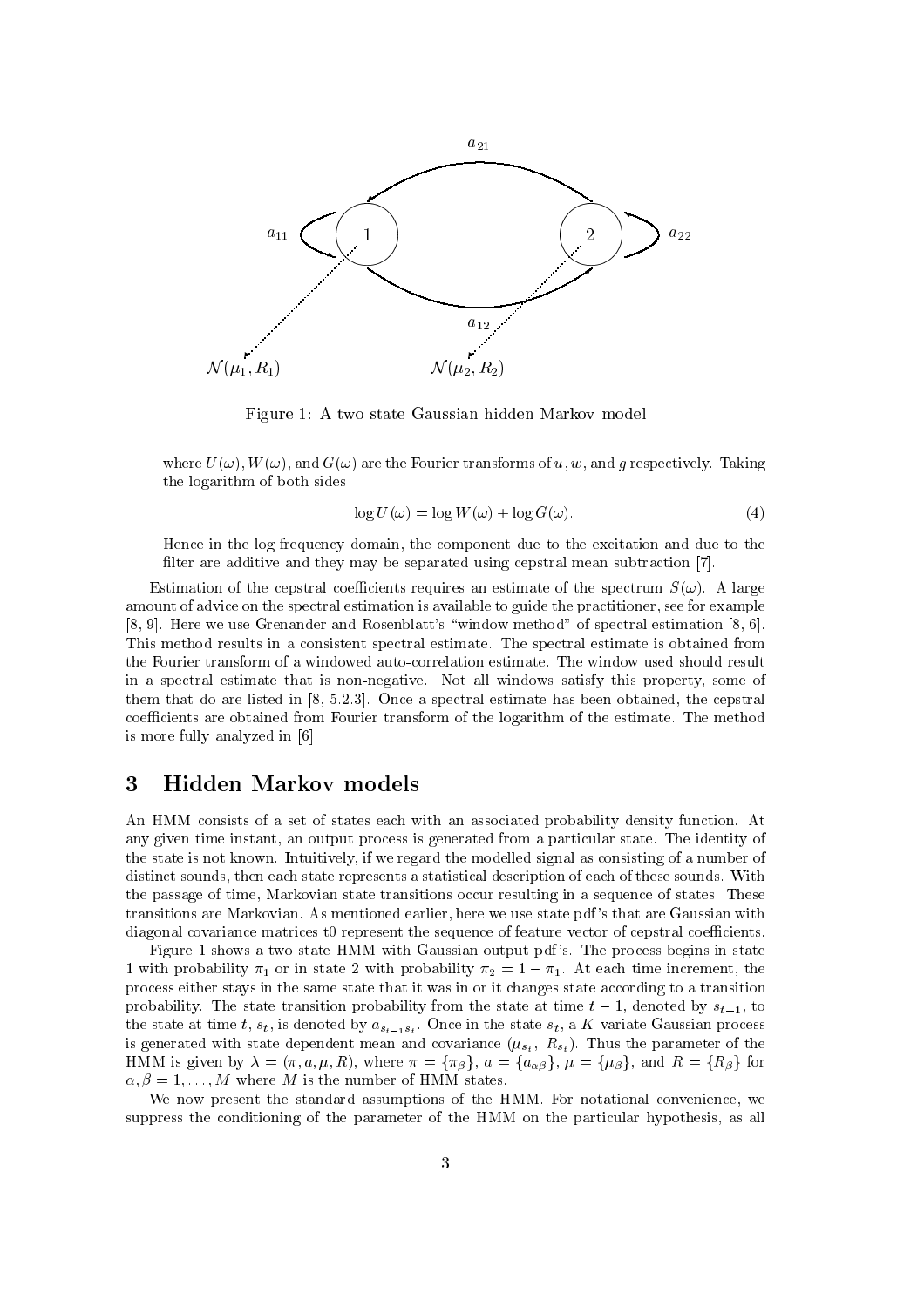Figure 1: A two state Gaussian hidden Markov model

where $U(\omega), W(\omega)$, and $G(\omega)$ are the Fourier transforms of $u, w$, and $g$ respectively. Taking the logarithm of both sides

$$\log U(\omega) = \log W(\omega) + \log G(\omega). \tag{4}$$

Hence in the log frequency domain, the component due to the excitation and due to the filter are additive and they may be separated using cepstral mean subtraction [7].

Estimation of the cepstral coefficients requires an estimate of the spectrum $S(\omega)$. A large amount of advice on the spectral estimation is available to guide the practitioner, see for example [8, 9]. Here we use Grenander and Rosenblatt's "window method" of spectral estimation [8, 6]. This method results in a consistent spectral estimate. The spectral estimate is obtained from the Fourier transform of a windowed auto-correlation estimate. The window used should result in a spectral estimate that is non-negative. Not all windows satisfy this property, some of them that do are listed in [8, 5.2.3]. Once a spectral estimate has been obtained, the cepstral coefficients are obtained from Fourier transform of the logarithm of the estimate. The method is more fully analyzed in [6].

## 3 Hidden Markov models

An HMM consists of a set of states each with an associated probability density function. At any given time instant, an output process is generated from a particular state. The identity of the state is not known. Intuitively, if we regard the modelled signal as consisting of a number of distinct sounds, then each state represents a statistical description of each of these sounds. With the passage of time, Markovian state transitions occur resulting in a sequence of states. These transitions are Markovian. As mentioned earlier, here we use state pdf's that are Gaussian with diagonal covariance matrices t0 represent the sequence of feature vector of cepstral coefficients.

Figure 1 shows a two state HMM with Gaussian output pdf's. The process begins in state 1 with probability $\pi_1$ or in state 2 with probability $\pi_2 = 1 - \pi_1$. At each time increment, the process either stays in the same state that it was in or it changes state according to a transition probability. The state transition probability from the state at time $t-1$, denoted by $s_{t-1}$, to the state at time $t$, $s_t$, is denoted by $a_{s_{t-1}s_t}$. Once in the state $s_t$, a $K$-variate Gaussian process is generated with state dependent mean and covariance $(\mu_{s_t}, R_{s_t})$. Thus the parameter of the HMM is given by $\lambda = (\pi, a, \mu, R)$, where $\pi = \{\pi_\beta\}$, $a = \{a_{\alpha\beta}\}$, $\mu = \{\mu_\beta\}$, and $R = \{R_\beta\}$ for $\alpha, \beta = 1, \ldots, M$ where $M$ is the number of HMM states.

We now present the standard assumptions of the HMM. For notational convenience, we suppress the conditioning of the parameter of the HMM on the particular hypothesis, as all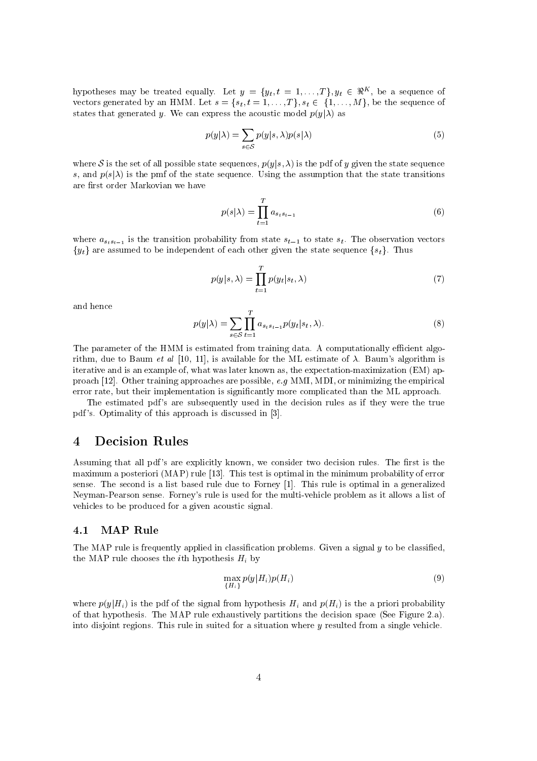hypotheses may be treated equally. Let $y = \{y_t, t = 1, \ldots, T\}, y_t \in \Re^K$, be a sequence of vectors generated by an HMM. Let $s = \{s_t, t = 1, \ldots, T\}, s_t \in \{1, \ldots, M\}$, be the sequence of states that generated $y$. We can express the acoustic model $p(y|\lambda)$ as

$$p(y|\lambda) = \sum_{s \in \mathcal{S}} p(y|s, \lambda) p(s|\lambda) \tag{5}$$

where $\mathcal{S}$ is the set of all possible state sequences, $p(y|s, \lambda)$ is the pdf of $y$ given the state sequence $s$, and $p(s|\lambda)$ is the pmf of the state sequence. Using the assumption that the state transitions are first order Markovian we have

$$p(s|\lambda) = \prod_{t=1}^{T} a_{s_t s_{t-1}} \tag{6}$$

where $a_{s_t s_{t-1}}$ is the transition probability from state $s_{t-1}$ to state $s_t$. The observation vectors $\{y_t\}$ are assumed to be independent of each other given the state sequence $\{s_t\}$. Thus

$$p(y|s, \lambda) = \prod_{t=1}^{T} p(y_t|s_t, \lambda) \tag{7}$$

and hence

$$p(y|\lambda) = \sum_{s \in \mathcal{S}} \prod_{t=1}^{T} a_{s_t s_{t-1}} p(y_t|s_t, \lambda). \tag{8}$$

The parameter of the HMM is estimated from training data. A computationally efficient algorithm, due to Baum *et al* [10, 11], is available for the ML estimate of $\lambda$. Baum's algorithm is iterative and is an example of, what was later known as, the expectation-maximization (EM) approach [12]. Other training approaches are possible, *e.g* MMI, MDI, or minimizing the empirical error rate, but their implementation is significantly more complicated than the ML approach.

The estimated pdf's are subsequently used in the decision rules as if they were the true pdf's. Optimality of this approach is discussed in [3].

# 4 Decision Rules

Assuming that all pdf's are explicitly known, we consider two decision rules. The first is the maximum a posteriori (MAP) rule [13]. This test is optimal in the minimum probability of error sense. The second is a list based rule due to Forney [1]. This rule is optimal in a generalized Neyman-Pearson sense. Forney's rule is used for the multi-vehicle problem as it allows a list of vehicles to be produced for a given acoustic signal.

## 4.1 MAP Rule

The MAP rule is frequently applied in classification problems. Given a signal $y$ to be classified, the MAP rule chooses the $i$th hypothesis $H_i$ by

$$\max_{\{H_i\}} p(y|H_i) p(H_i) \tag{9}$$

where $p(y|H_i)$ is the pdf of the signal from hypothesis $H_i$ and $p(H_i)$ is the a priori probability of that hypothesis. The MAP rule exhaustively partitions the decision space (See Figure 2.a). into disjoint regions. This rule in suited for a situation where $y$ resulted from a single vehicle.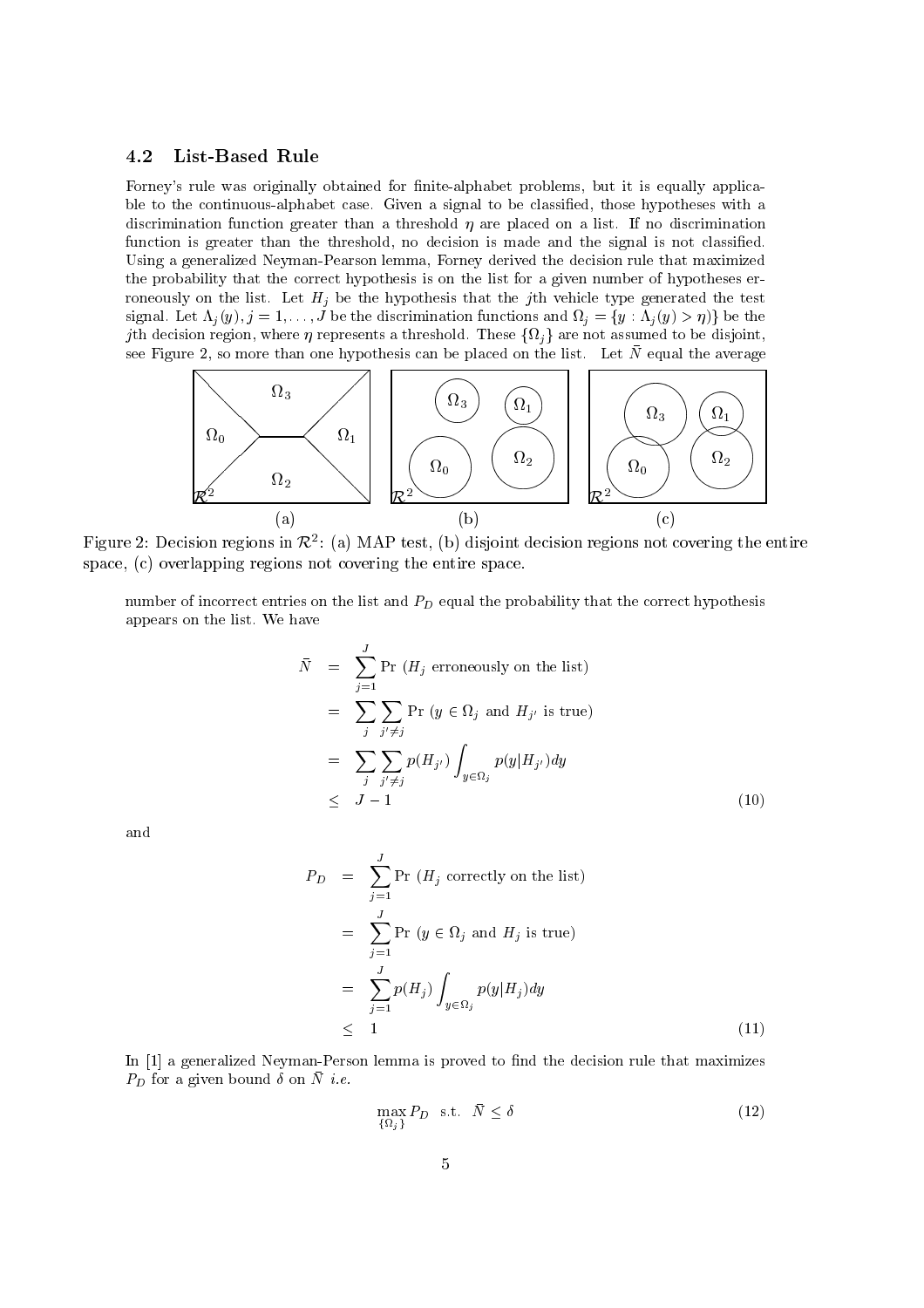### 4.2 List-Based Rule

Forney's rule was originally obtained for finite-alphabet problems, but it is equally applicable to the continuous-alphabet case. Given a signal to be classified, those hypotheses with a discrimination function greater than a threshold $\eta$ are placed on a list. If no discrimination function is greater than the threshold, no decision is made and the signal is not classified. Using a generalized Neyman-Pearson lemma, Forney derived the decision rule that maximized the probability that the correct hypothesis is on the list for a given number of hypotheses erroneously on the list. Let $H_j$ be the hypothesis that the $j$th vehicle type generated the test signal. Let $\Lambda_j(y), j = 1, \ldots, J$ be the discrimination functions and $\Omega_j = \{y : \Lambda_j(y) > \eta)\}$ be the $j$th decision region, where $\eta$ represents a threshold. These $\{\Omega_j\}$ are not assumed to be disjoint, see Figure 2, so more than one hypothesis can be placed on the list. Let $\bar{N}$ equal the average number of incorrect entries on the list and $P_D$ equal the probability that the correct hypothesis appears on the list. We have

Figure 2: Decision regions in $\mathcal{R}^2$: (a) MAP test, (b) disjoint decision regions not covering the entire space, (c) overlapping regions not covering the entire space.

$$
\begin{aligned}
\bar{N} &= \sum_{j=1}^{J} \Pr\ (H_j \text{ erroneously on the list}) \\
&= \sum_{j} \sum_{j' \neq j} \Pr\ (y \in \Omega_j \text{ and } H_{j'} \text{ is true}) \\
&= \sum_{j} \sum_{j' \neq j} p(H_{j'}) \int_{y \in \Omega_j} p(y|H_{j'}) dy \\
&\leq J - 1
\end{aligned} \tag{10}
$$

and

$$
\begin{aligned}
P_D &= \sum_{j=1}^{J} \Pr\ (H_j \text{ correctly on the list}) \\
&= \sum_{j=1}^{J} \Pr\ (y \in \Omega_j \text{ and } H_j \text{ is true}) \\
&= \sum_{j=1}^{J} p(H_j) \int_{y \in \Omega_j} p(y|H_j) dy \\
&\leq 1
\end{aligned} \tag{11}
$$

In [1] a generalized Neyman-Person lemma is proved to find the decision rule that maximizes $P_D$ for a given bound $\delta$ on $\bar{N}$ *i.e.*

$$
\max_{\{\Omega_j\}} P_D \quad \text{s.t.} \quad \bar{N} \leq \delta \tag{12}
$$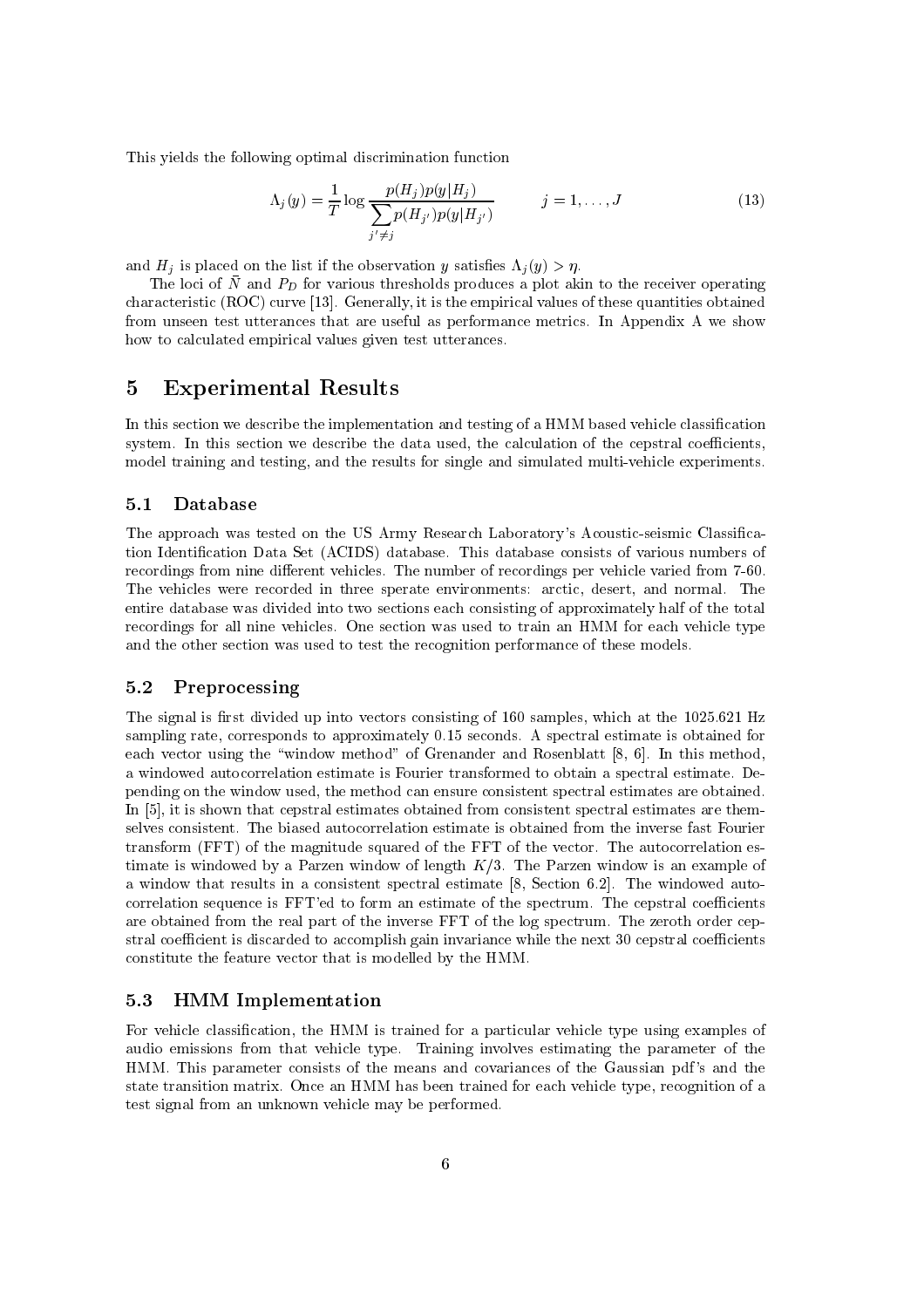This yields the following optimal discrimination function

$$\Lambda_j(y) = \frac{1}{T} \log \frac{p(H_j)p(y|H_j)}{\sum_{j' \neq j} p(H_{j'})p(y|H_{j'})} \qquad j = 1, \ldots, J \tag{13}$$

and $H_j$ is placed on the list if the observation $y$ satisfies $\Lambda_j(y) > \eta$.

The loci of $\bar{N}$ and $P_D$ for various thresholds produces a plot akin to the receiver operating characteristic (ROC) curve [13]. Generally, it is the empirical values of these quantities obtained from unseen test utterances that are useful as performance metrics. In Appendix A we show how to calculated empirical values given test utterances.

# 5 Experimental Results

In this section we describe the implementation and testing of a HMM based vehicle classification system. In this section we describe the data used, the calculation of the cepstral coefficients, model training and testing, and the results for single and simulated multi-vehicle experiments.

## 5.1 Database

The approach was tested on the US Army Research Laboratory's Acoustic-seismic Classification Identification Data Set (ACIDS) database. This database consists of various numbers of recordings from nine different vehicles. The number of recordings per vehicle varied from 7-60. The vehicles were recorded in three sperate environments: arctic, desert, and normal. The entire database was divided into two sections each consisting of approximately half of the total recordings for all nine vehicles. One section was used to train an HMM for each vehicle type and the other section was used to test the recognition performance of these models.

## 5.2 Preprocessing

The signal is first divided up into vectors consisting of 160 samples, which at the 1025.621 Hz sampling rate, corresponds to approximately 0.15 seconds. A spectral estimate is obtained for each vector using the "window method" of Grenander and Rosenblatt [8, 6]. In this method, a windowed autocorrelation estimate is Fourier transformed to obtain a spectral estimate. Depending on the window used, the method can ensure consistent spectral estimates are obtained. In [5], it is shown that cepstral estimates obtained from consistent spectral estimates are themselves consistent. The biased autocorrelation estimate is obtained from the inverse fast Fourier transform (FFT) of the magnitude squared of the FFT of the vector. The autocorrelation estimate is windowed by a Parzen window of length $K/3$. The Parzen window is an example of a window that results in a consistent spectral estimate [8, Section 6.2]. The windowed autocorrelation sequence is FFT'ed to form an estimate of the spectrum. The cepstral coefficients are obtained from the real part of the inverse FFT of the log spectrum. The zeroth order cepstral coefficient is discarded to accomplish gain invariance while the next 30 cepstral coefficients constitute the feature vector that is modelled by the HMM.

## 5.3 HMM Implementation

For vehicle classification, the HMM is trained for a particular vehicle type using examples of audio emissions from that vehicle type. Training involves estimating the parameter of the HMM. This parameter consists of the means and covariances of the Gaussian pdf's and the state transition matrix. Once an HMM has been trained for each vehicle type, recognition of a test signal from an unknown vehicle may be performed.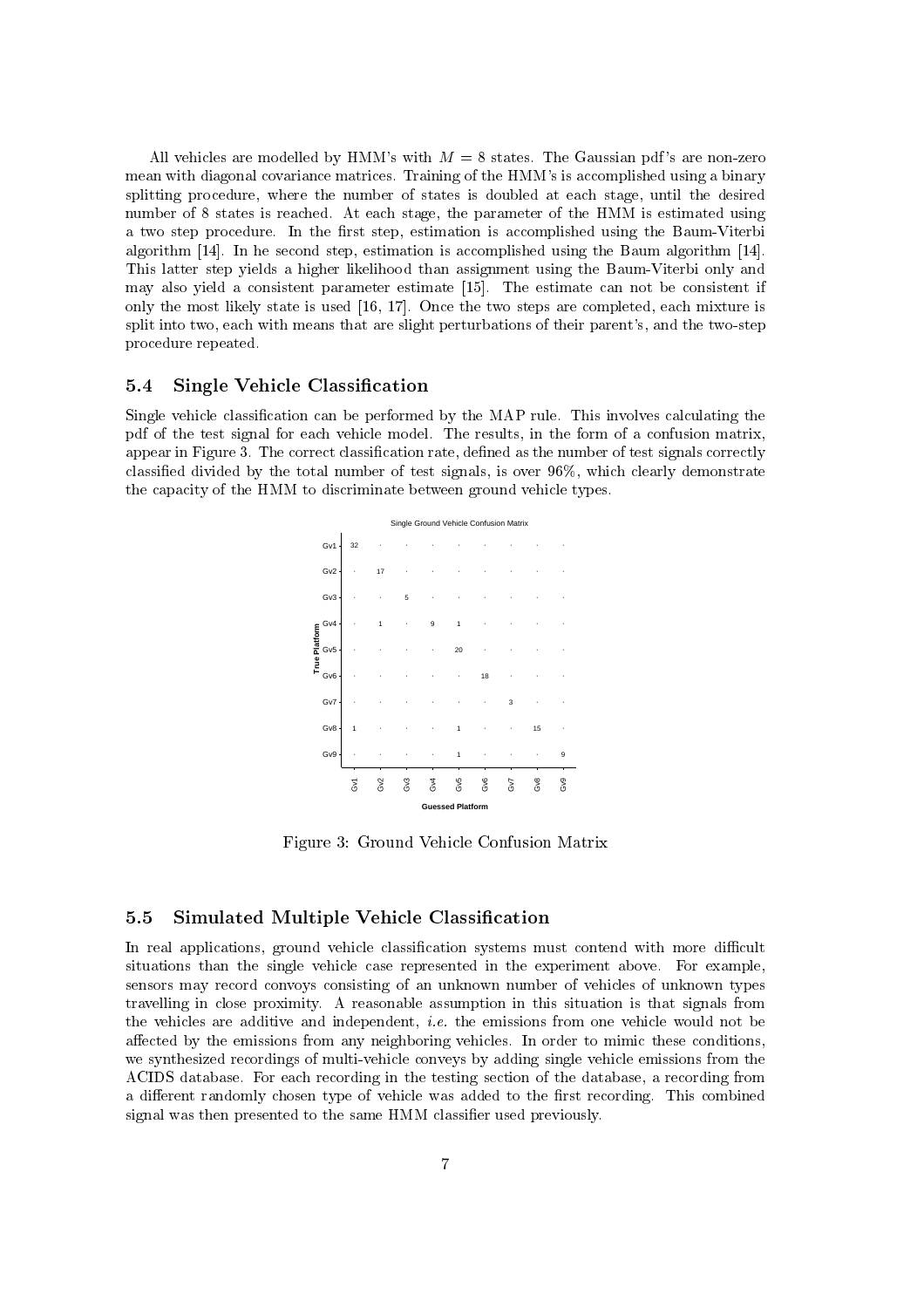All vehicles are modelled by HMM's with $M = 8$ states. The Gaussian pdf's are non-zero mean with diagonal covariance matrices. Training of the HMM's is accomplished using a binary splitting procedure, where the number of states is doubled at each stage, until the desired number of 8 states is reached. At each stage, the parameter of the HMM is estimated using a two step procedure. In the first step, estimation is accomplished using the Baum-Viterbi algorithm [14]. In he second step, estimation is accomplished using the Baum algorithm [14]. This latter step yields a higher likelihood than assignment using the Baum-Viterbi only and may also yield a consistent parameter estimate [15]. The estimate can not be consistent if only the most likely state is used [16, 17]. Once the two steps are completed, each mixture is split into two, each with means that are slight perturbations of their parent's, and the two-step procedure repeated.

### 5.4 Single Vehicle Classification

Single vehicle classification can be performed by the MAP rule. This involves calculating the pdf of the test signal for each vehicle model. The results, in the form of a confusion matrix, appear in Figure 3. The correct classification rate, defined as the number of test signals correctly classified divided by the total number of test signals, is over 96%, which clearly demonstrate the capacity of the HMM to discriminate between ground vehicle types.

Single Ground Vehicle Confusion Matrix

| True Platform \ Guessed Platform | Gv1 | Gv2 | Gv3 | Gv4 | Gv5 | Gv6 | Gv7 | Gv8 | Gv9 |
|---|---|---|---|---|---|---|---|---|---|
| Gv1 | 32 | · | · | · | · | · | · | · | · |
| Gv2 | · | 17 | · | · | · | · | · | · | · |
| Gv3 | · | · | 5 | · | · | · | · | · | · |
| Gv4 | · | 1 | · | 9 | 1 | · | · | · | · |
| Gv5 | · | · | · | · | 20 | · | · | · | · |
| Gv6 | · | · | · | · | · | 18 | · | · | · |
| Gv7 | · | · | · | · | · | · | 3 | · | · |
| Gv8 | 1 | · | · | · | 1 | · | · | 15 | · |
| Gv9 | · | · | · | · | 1 | · | · | · | 9 |

Figure 3: Ground Vehicle Confusion Matrix

### 5.5 Simulated Multiple Vehicle Classification

In real applications, ground vehicle classification systems must contend with more difficult situations than the single vehicle case represented in the experiment above. For example, sensors may record convoys consisting of an unknown number of vehicles of unknown types travelling in close proximity. A reasonable assumption in this situation is that signals from the vehicles are additive and independent, *i.e.* the emissions from one vehicle would not be affected by the emissions from any neighboring vehicles. In order to mimic these conditions, we synthesized recordings of multi-vehicle conveys by adding single vehicle emissions from the ACIDS database. For each recording in the testing section of the database, a recording from a different randomly chosen type of vehicle was added to the first recording. This combined signal was then presented to the same HMM classifier used previously.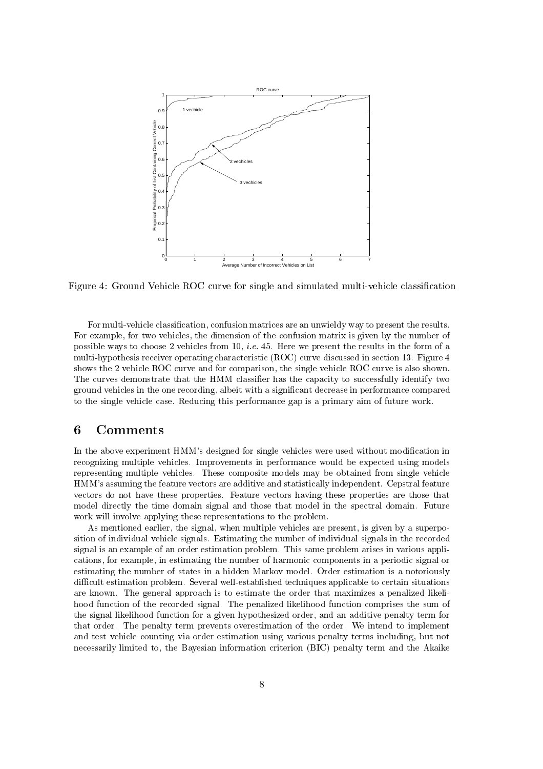Figure 4: Ground Vehicle ROC curve for single and simulated multi-vehicle classification

For multi-vehicle classification, confusion matrices are an unwieldy way to present the results. For example, for two vehicles, the dimension of the confusion matrix is given by the number of possible ways to choose 2 vehicles from 10, *i.e.* 45. Here we present the results in the form of a multi-hypothesis receiver operating characteristic (ROC) curve discussed in section 13. Figure 4 shows the 2 vehicle ROC curve and for comparison, the single vehicle ROC curve is also shown. The curves demonstrate that the HMM classifier has the capacity to successfully identify two ground vehicles in the one recording, albeit with a significant decrease in performance compared to the single vehicle case. Reducing this performance gap is a primary aim of future work.

## 6 Comments

In the above experiment HMM's designed for single vehicles were used without modification in recognizing multiple vehicles. Improvements in performance would be expected using models representing multiple vehicles. These composite models may be obtained from single vehicle HMM's assuming the feature vectors are additive and statistically independent. Cepstral feature vectors do not have these properties. Feature vectors having these properties are those that model directly the time domain signal and those that model in the spectral domain. Future work will involve applying these representations to the problem.

As mentioned earlier, the signal, when multiple vehicles are present, is given by a superposition of individual vehicle signals. Estimating the number of individual signals in the recorded signal is an example of an order estimation problem. This same problem arises in various applications, for example, in estimating the number of harmonic components in a periodic signal or estimating the number of states in a hidden Markov model. Order estimation is a notoriously difficult estimation problem. Several well-established techniques applicable to certain situations are known. The general approach is to estimate the order that maximizes a penalized likelihood function of the recorded signal. The penalized likelihood function comprises the sum of the signal likelihood function for a given hypothesized order, and an additive penalty term for that order. The penalty term prevents overestimation of the order. We intend to implement and test vehicle counting via order estimation using various penalty terms including, but not necessarily limited to, the Bayesian information criterion (BIC) penalty term and the Akaike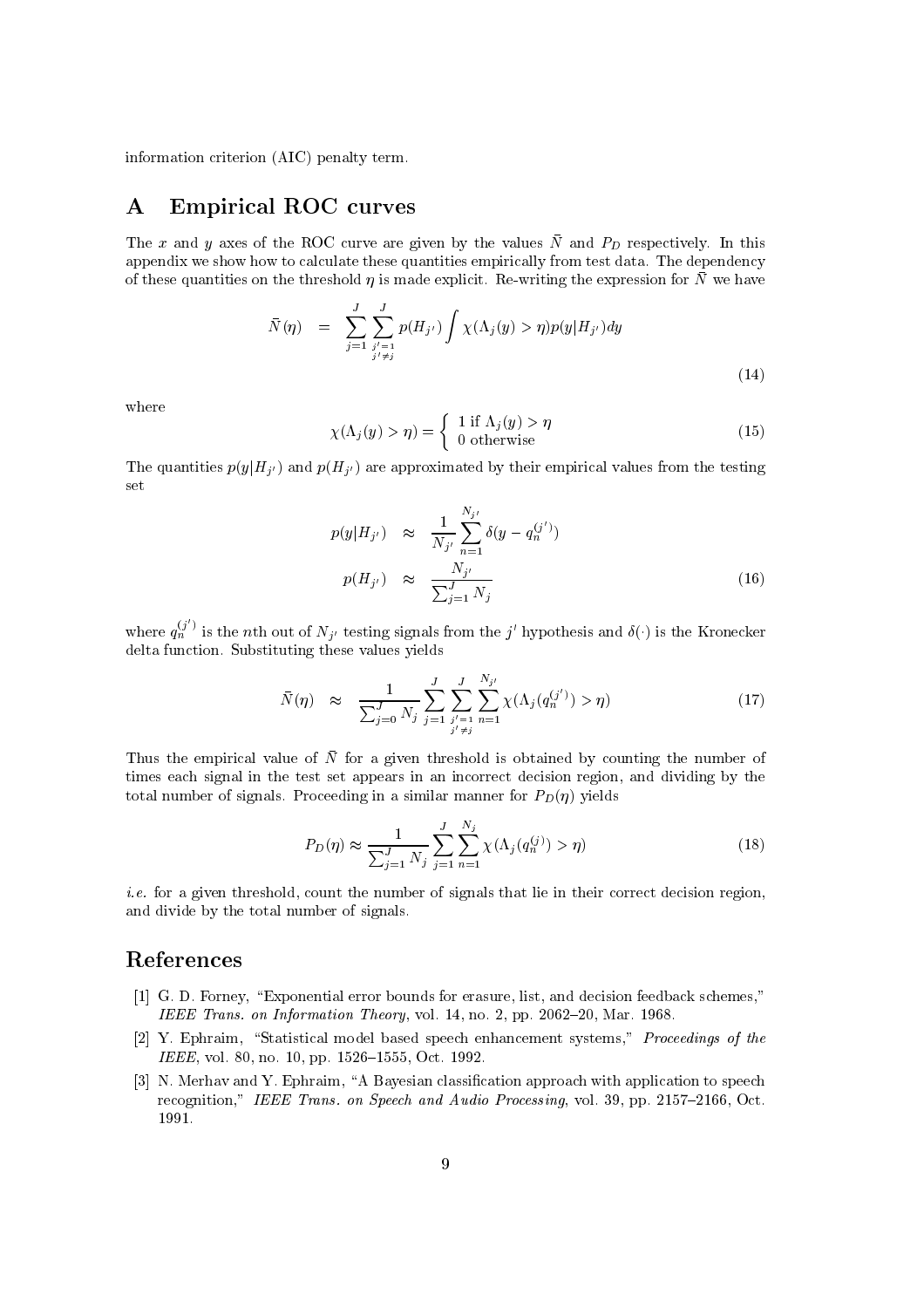information criterion (AIC) penalty term.

# A Empirical ROC curves

The $x$ and $y$ axes of the ROC curve are given by the values $\bar{N}$ and $P_D$ respectively. In this appendix we show how to calculate these quantities empirically from test data. The dependency of these quantities on the threshold $\eta$ is made explicit. Re-writing the expression for $\bar{N}$ we have

$$\bar{N}(\eta) = \sum_{j=1}^{J} \sum_{\substack{j'=1 \\ j' \neq j}}^{J} p(H_{j'}) \int \chi(\Lambda_j(y) > \eta) p(y|H_{j'}) dy \tag{14}$$

where

$$\chi(\Lambda_j(y) > \eta) = \begin{cases} 1 \text{ if } \Lambda_j(y) > \eta \\ 0 \text{ otherwise} \end{cases} \tag{15}$$

The quantities $p(y|H_{j'})$ and $p(H_{j'})$ are approximated by their empirical values from the testing set

$$\begin{aligned} p(y|H_{j'}) &\approx \frac{1}{N_{j'}} \sum_{n=1}^{N_{j'}} \delta(y - q_n^{(j')}) \\ p(H_{j'}) &\approx \frac{N_{j'}}{\sum_{j=1}^{J} N_j} \end{aligned} \tag{16}$$

where $q_n^{(j')}$ is the $n$th out of $N_{j'}$ testing signals from the $j'$ hypothesis and $\delta(\cdot)$ is the Kronecker delta function. Substituting these values yields

$$\bar{N}(\eta) \approx \frac{1}{\sum_{j=0}^{J} N_j} \sum_{j=1}^{J} \sum_{\substack{j'=1 \\ j' \neq j}}^{J} \sum_{n=1}^{N_{j'}} \chi(\Lambda_j(q_n^{(j')}) > \eta) \tag{17}$$

Thus the empirical value of $\bar{N}$ for a given threshold is obtained by counting the number of times each signal in the test set appears in an incorrect decision region, and dividing by the total number of signals. Proceeding in a similar manner for $P_D(\eta)$ yields

$$P_D(\eta) \approx \frac{1}{\sum_{j=1}^{J} N_j} \sum_{j=1}^{J} \sum_{n=1}^{N_j} \chi(\Lambda_j(q_n^{(j)}) > \eta) \tag{18}$$

*i.e.* for a given threshold, count the number of signals that lie in their correct decision region, and divide by the total number of signals.

# References

[1] G. D. Forney, "Exponential error bounds for erasure, list, and decision feedback schemes," *IEEE Trans. on Information Theory*, vol. 14, no. 2, pp. 2062–20, Mar. 1968.

[2] Y. Ephraim, "Statistical model based speech enhancement systems," *Proceedings of the IEEE*, vol. 80, no. 10, pp. 1526–1555, Oct. 1992.

[3] N. Merhav and Y. Ephraim, "A Bayesian classification approach with application to speech recognition," *IEEE Trans. on Speech and Audio Processing*, vol. 39, pp. 2157–2166, Oct. 1991.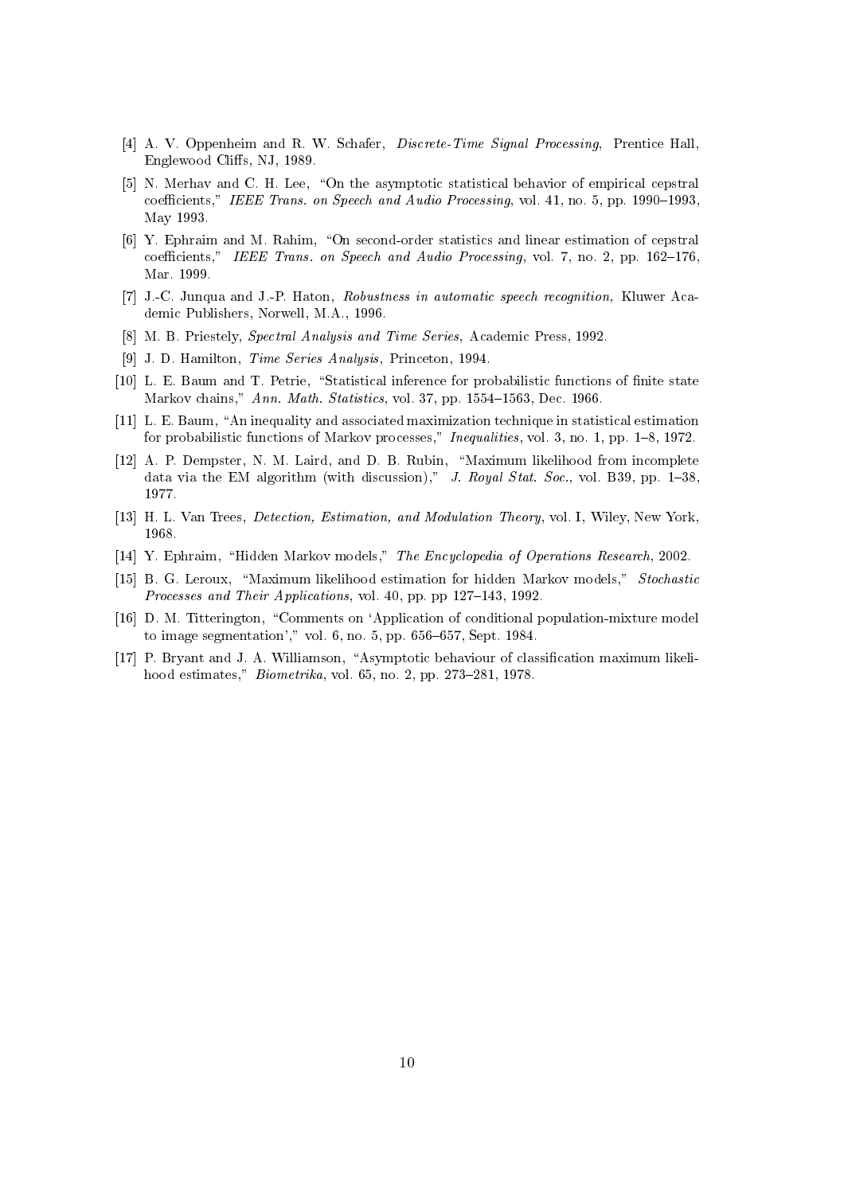[4] A. V. Oppenheim and R. W. Schafer, *Discrete-Time Signal Processing*, Prentice Hall, Englewood Cliffs, NJ, 1989.

[5] N. Merhav and C. H. Lee, "On the asymptotic statistical behavior of empirical cepstral coefficients," *IEEE Trans. on Speech and Audio Processing*, vol. 41, no. 5, pp. 1990–1993, May 1993.

[6] Y. Ephraim and M. Rahim, "On second-order statistics and linear estimation of cepstral coefficients," *IEEE Trans. on Speech and Audio Processing*, vol. 7, no. 2, pp. 162–176, Mar. 1999.

[7] J.-C. Junqua and J.-P. Haton, *Robustness in automatic speech recognition*, Kluwer Academic Publishers, Norwell, M.A., 1996.

[8] M. B. Priestely, *Spectral Analysis and Time Series*, Academic Press, 1992.

[9] J. D. Hamilton, *Time Series Analysis*, Princeton, 1994.

[10] L. E. Baum and T. Petrie, "Statistical inference for probabilistic functions of finite state Markov chains," *Ann. Math. Statistics*, vol. 37, pp. 1554–1563, Dec. 1966.

[11] L. E. Baum, "An inequality and associated maximization technique in statistical estimation for probabilistic functions of Markov processes," *Inequalities*, vol. 3, no. 1, pp. 1–8, 1972.

[12] A. P. Dempster, N. M. Laird, and D. B. Rubin, "Maximum likelihood from incomplete data via the EM algorithm (with discussion)," *J. Royal Stat. Soc.*, vol. B39, pp. 1–38, 1977.

[13] H. L. Van Trees, *Detection, Estimation, and Modulation Theory*, vol. I, Wiley, New York, 1968.

[14] Y. Ephraim, "Hidden Markov models," *The Encyclopedia of Operations Research*, 2002.

[15] B. G. Leroux, "Maximum likelihood estimation for hidden Markov models," *Stochastic Processes and Their Applications*, vol. 40, pp. pp 127–143, 1992.

[16] D. M. Titterington, "Comments on 'Application of conditional population-mixture model to image segmentation'," vol. 6, no. 5, pp. 656–657, Sept. 1984.

[17] P. Bryant and J. A. Williamson, "Asymptotic behaviour of classification maximum likelihood estimates," *Biometrika*, vol. 65, no. 2, pp. 273–281, 1978.